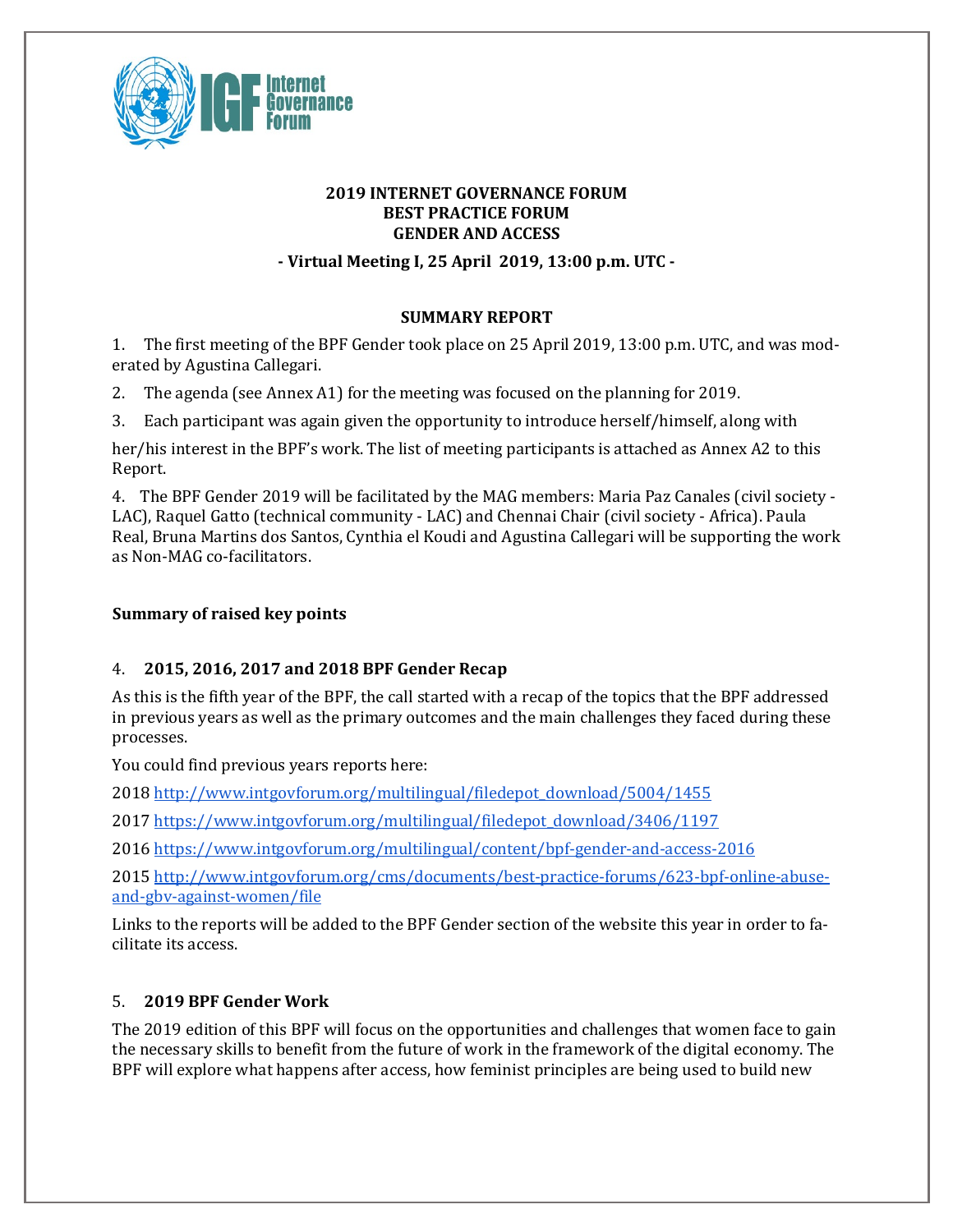**2019 INTERNET GOVERNANCE FORUM**
**BEST PRACTICE FORUM**
**GENDER AND ACCESS**

**- Virtual Meeting I, 25 April 2019, 13:00 p.m. UTC -**

**SUMMARY REPORT**

1. The first meeting of the BPF Gender took place on 25 April 2019, 13:00 p.m. UTC, and was moderated by Agustina Callegari.

2. The agenda (see Annex A1) for the meeting was focused on the planning for 2019.

3. Each participant was again given the opportunity to introduce herself/himself, along with her/his interest in the BPF's work. The list of meeting participants is attached as Annex A2 to this Report.

4. The BPF Gender 2019 will be facilitated by the MAG members: Maria Paz Canales (civil society - LAC), Raquel Gatto (technical community - LAC) and Chennai Chair (civil society - Africa). Paula Real, Bruna Martins dos Santos, Cynthia el Koudi and Agustina Callegari will be supporting the work as Non-MAG co-facilitators.

**Summary of raised key points**

4. **2015, 2016, 2017 and 2018 BPF Gender Recap**

As this is the fifth year of the BPF, the call started with a recap of the topics that the BPF addressed in previous years as well as the primary outcomes and the main challenges they faced during these processes.

You could find previous years reports here:

2018 http://www.intgovforum.org/multilingual/filedepot_download/5004/1455

2017 https://www.intgovforum.org/multilingual/filedepot_download/3406/1197

2016 https://www.intgovforum.org/multilingual/content/bpf-gender-and-access-2016

2015 http://www.intgovforum.org/cms/documents/best-practice-forums/623-bpf-online-abuse-and-gbv-against-women/file

Links to the reports will be added to the BPF Gender section of the website this year in order to facilitate its access.

5. **2019 BPF Gender Work**

The 2019 edition of this BPF will focus on the opportunities and challenges that women face to gain the necessary skills to benefit from the future of work in the framework of the digital economy. The BPF will explore what happens after access, how feminist principles are being used to build new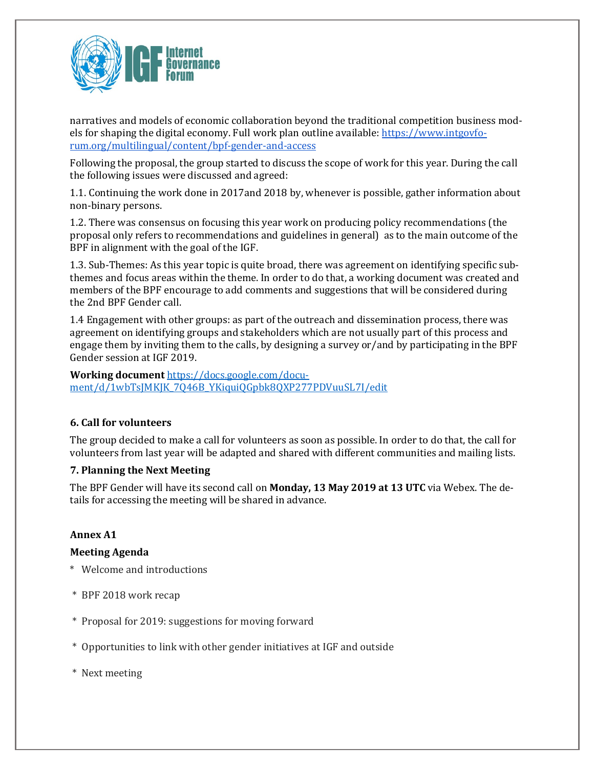narratives and models of economic collaboration beyond the traditional competition business models for shaping the digital economy. Full work plan outline available: https://www.intgovforum.org/multilingual/content/bpf-gender-and-access

Following the proposal, the group started to discuss the scope of work for this year. During the call the following issues were discussed and agreed:

1.1. Continuing the work done in 2017and 2018 by, whenever is possible, gather information about non-binary persons.

1.2. There was consensus on focusing this year work on producing policy recommendations (the proposal only refers to recommendations and guidelines in general) as to the main outcome of the BPF in alignment with the goal of the IGF.

1.3. Sub-Themes: As this year topic is quite broad, there was agreement on identifying specific sub-themes and focus areas within the theme. In order to do that, a working document was created and members of the BPF encourage to add comments and suggestions that will be considered during the 2nd BPF Gender call.

1.4 Engagement with other groups: as part of the outreach and dissemination process, there was agreement on identifying groups and stakeholders which are not usually part of this process and engage them by inviting them to the calls, by designing a survey or/and by participating in the BPF Gender session at IGF 2019.

**Working document** https://docs.google.com/document/d/1wbTsJMKJK_7Q46B_YKiquiQGpbk8QXP277PDVuuSL7I/edit

### 6. Call for volunteers

The group decided to make a call for volunteers as soon as possible. In order to do that, the call for volunteers from last year will be adapted and shared with different communities and mailing lists.

### 7. Planning the Next Meeting

The BPF Gender will have its second call on **Monday, 13 May 2019 at 13 UTC** via Webex. The details for accessing the meeting will be shared in advance.

### Annex A1

### Meeting Agenda

* Welcome and introductions
* BPF 2018 work recap
* Proposal for 2019: suggestions for moving forward
* Opportunities to link with other gender initiatives at IGF and outside
* Next meeting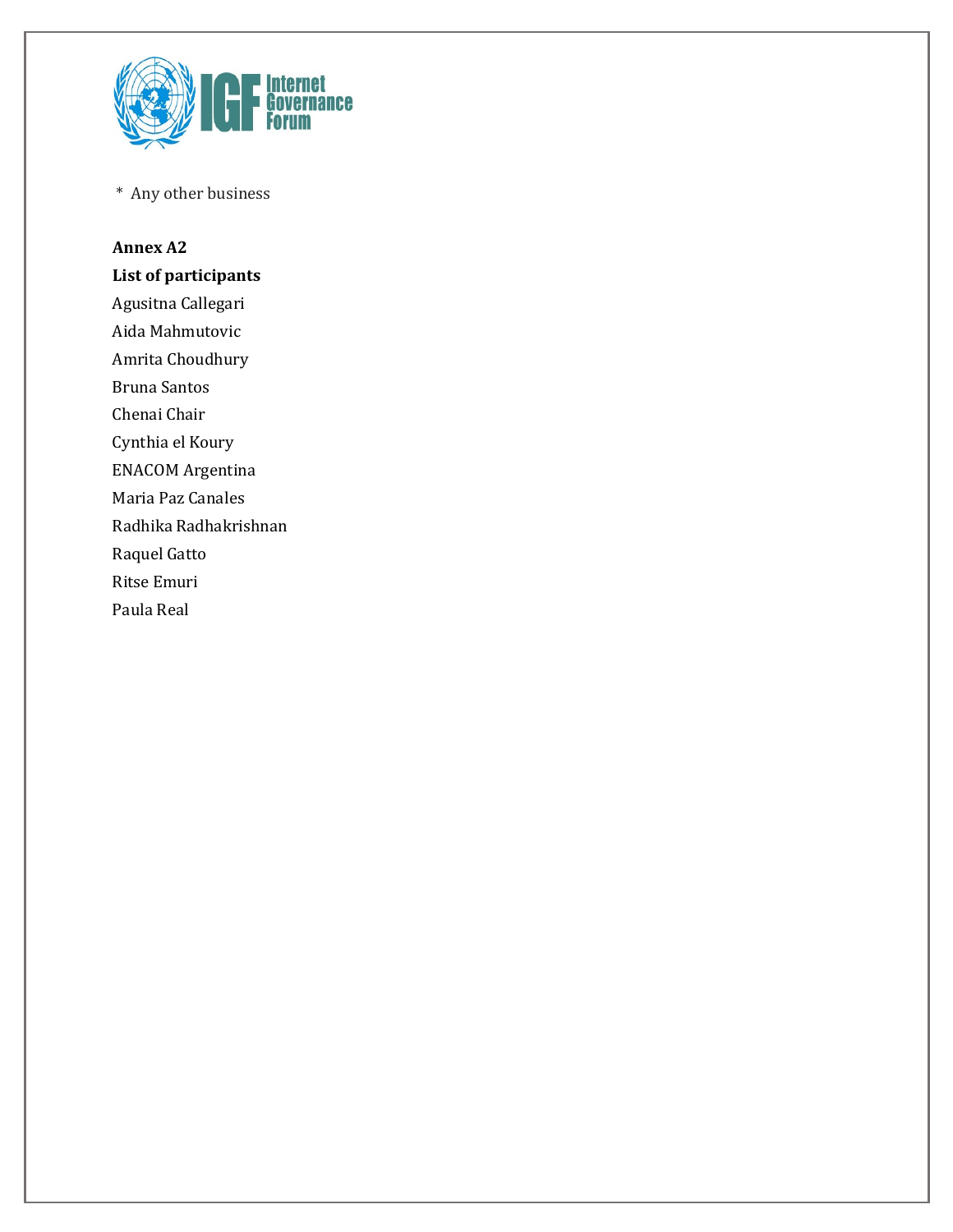* Any other business

**Annex A2**

**List of participants**

Agusitna Callegari

Aida Mahmutovic

Amrita Choudhury

Bruna Santos

Chenai Chair

Cynthia el Koury

ENACOM Argentina

Maria Paz Canales

Radhika Radhakrishnan

Raquel Gatto

Ritse Emuri

Paula Real